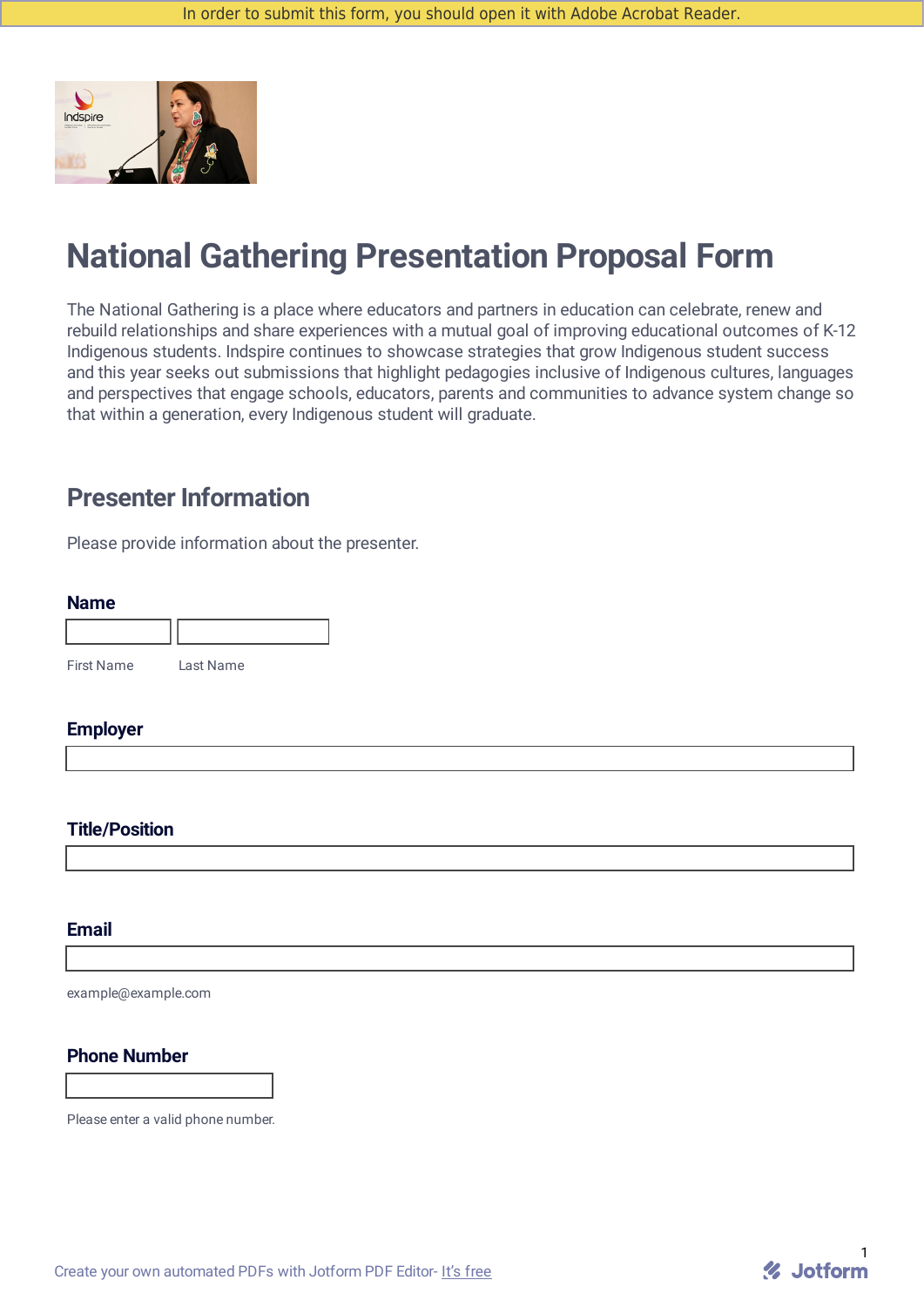In order to submit this form, you should open it with Adobe Acrobat Reader.

# National Gathering Presentation Proposal Form

The National Gathering is a place where educators and partners in education can celebrate, renew and rebuild relationships and share experiences with a mutual goal of improving educational outcomes of K-12 Indigenous students. Indspire continues to showcase strategies that grow Indigenous student success and this year seeks out submissions that highlight pedagogies inclusive of Indigenous cultures, languages and perspectives that engage schools, educators, parents and communities to advance system change so that within a generation, every Indigenous student will graduate.

## Presenter Information

Please provide information about the presenter.

### Name

First Name

Last Name

### Employer

### Title/Position

### Email

example@example.com

### Phone Number

Please enter a valid phone number.

Create your own automated PDFs with Jotform PDF Editor- It's free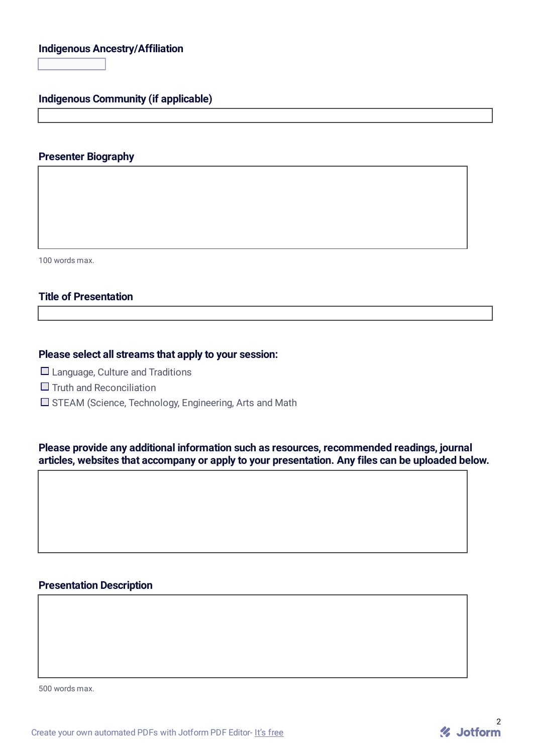**Indigenous Ancestry/Affiliation**

**Indigenous Community (if applicable)**

**Presenter Biography**

100 words max.

**Title of Presentation**

**Please select all streams that apply to your session:**

- ☐ Language, Culture and Traditions
- ☐ Truth and Reconciliation
- ☐ STEAM (Science, Technology, Engineering, Arts and Math

**Please provide any additional information such as resources, recommended readings, journal articles, websites that accompany or apply to your presentation. Any files can be uploaded below.**

**Presentation Description**

500 words max.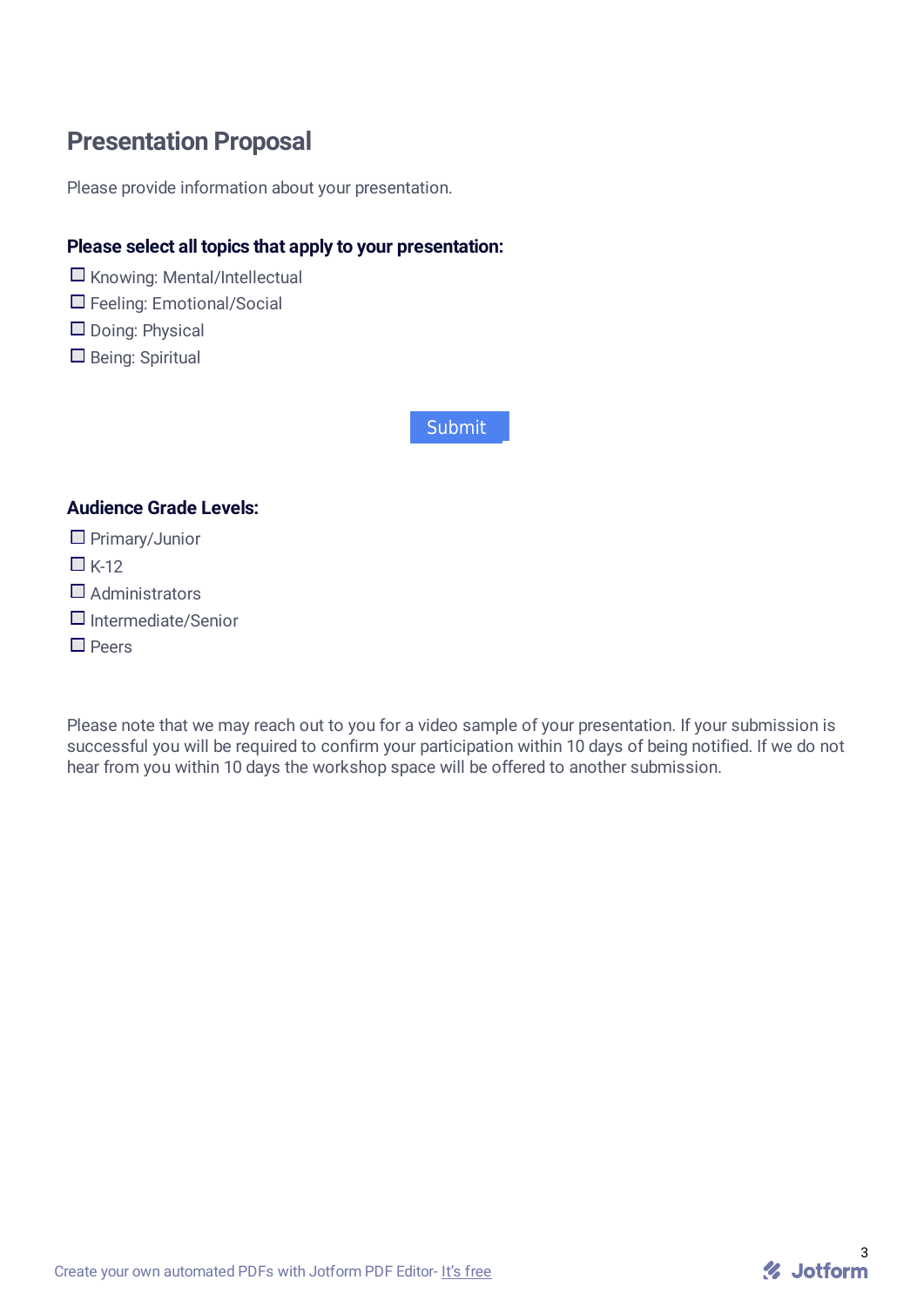## Presentation Proposal

Please provide information about your presentation.

**Please select all topics that apply to your presentation:**

- ☐ Knowing: Mental/Intellectual
- ☐ Feeling: Emotional/Social
- ☐ Doing: Physical
- ☐ Being: Spiritual

Submit

**Audience Grade Levels:**

- ☐ Primary/Junior
- ☐ K-12
- ☐ Administrators
- ☐ Intermediate/Senior
- ☐ Peers

Please note that we may reach out to you for a video sample of your presentation. If your submission is successful you will be required to confirm your participation within 10 days of being notified. If we do not hear from you within 10 days the workshop space will be offered to another submission.